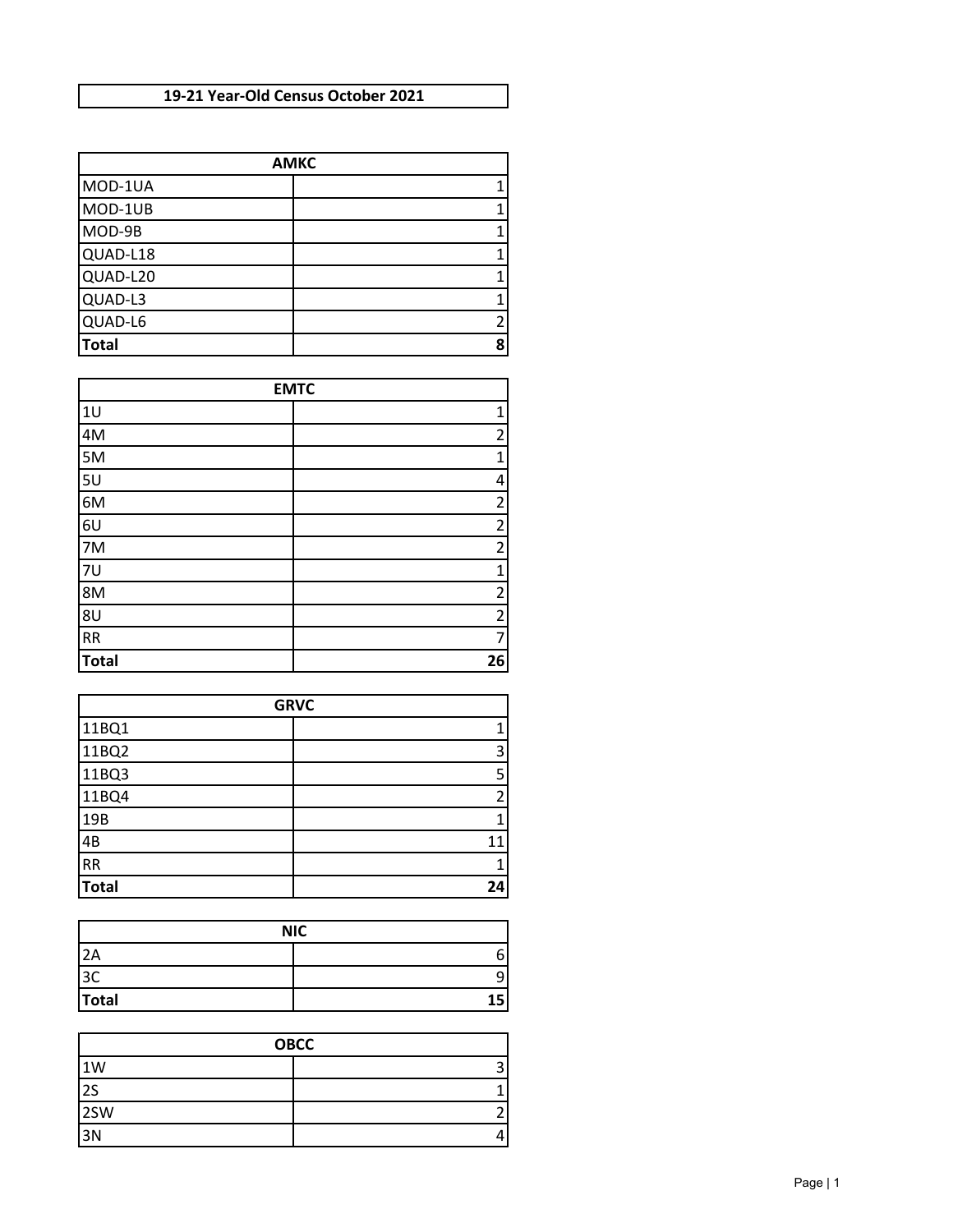# 19-21 Year-Old Census October 2021

| AMKC | |
|---|---|
| MOD-1UA | 1 |
| MOD-1UB | 1 |
| MOD-9B | 1 |
| QUAD-L18 | 1 |
| QUAD-L20 | 1 |
| QUAD-L3 | 1 |
| QUAD-L6 | 2 |
| **Total** | **8** |

| EMTC | |
|---|---|
| 1U | 1 |
| 4M | 2 |
| 5M | 1 |
| 5U | 4 |
| 6M | 2 |
| 6U | 2 |
| 7M | 2 |
| 7U | 1 |
| 8M | 2 |
| 8U | 2 |
| RR | 7 |
| **Total** | **26** |

| GRVC | |
|---|---|
| 11BQ1 | 1 |
| 11BQ2 | 3 |
| 11BQ3 | 5 |
| 11BQ4 | 2 |
| 19B | 1 |
| 4B | 11 |
| RR | 1 |
| **Total** | **24** |

| NIC | |
|---|---|
| 2A | 6 |
| 3C | 9 |
| **Total** | **15** |

| OBCC | |
|---|---|
| 1W | 3 |
| 2S | 1 |
| 2SW | 2 |
| 3N | 4 |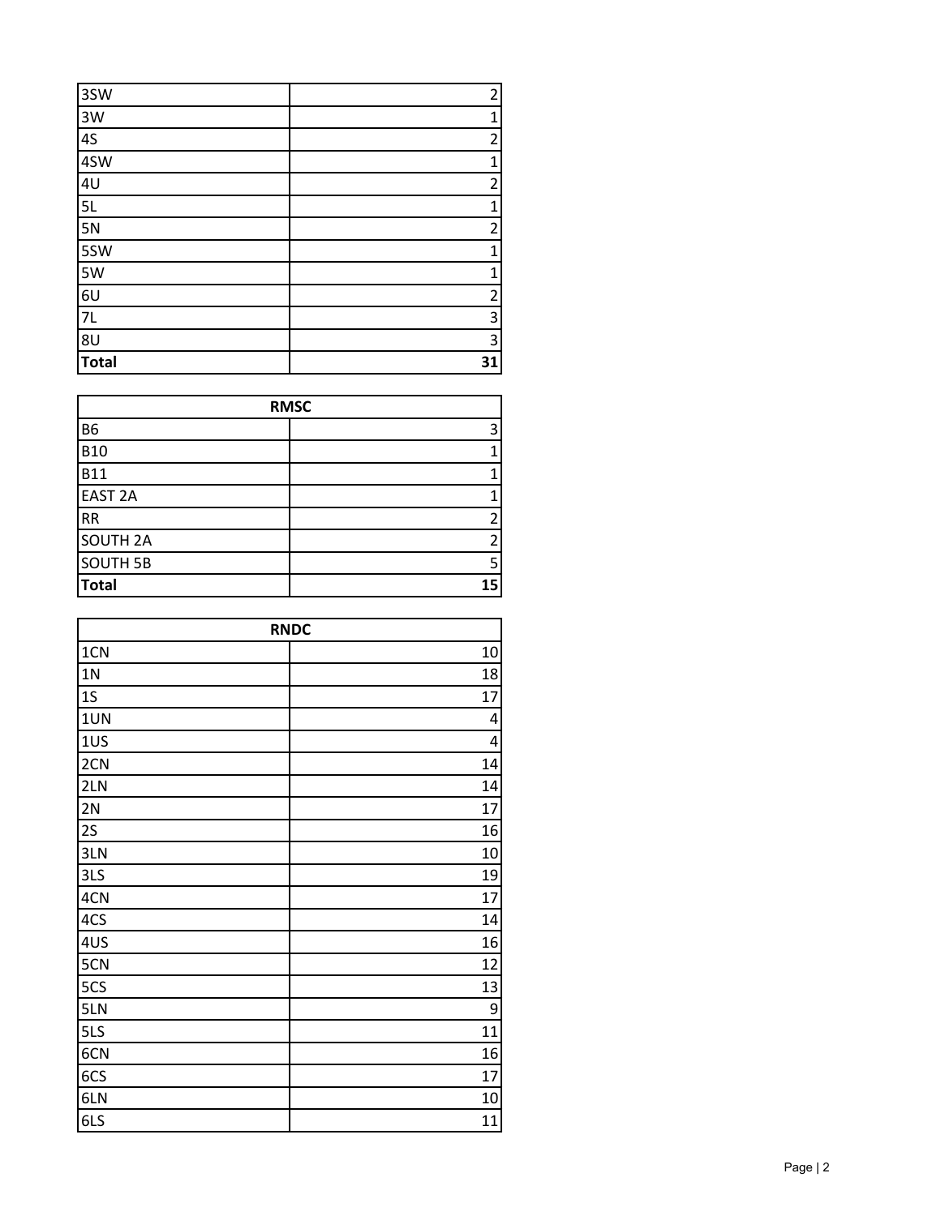| | |
|---|---|
| 3SW | 2 |
| 3W | 1 |
| 4S | 2 |
| 4SW | 1 |
| 4U | 2 |
| 5L | 1 |
| 5N | 2 |
| 5SW | 1 |
| 5W | 1 |
| 6U | 2 |
| 7L | 3 |
| 8U | 3 |
| **Total** | **31** |

| **RMSC** | |
|---|---|
| B6 | 3 |
| B10 | 1 |
| B11 | 1 |
| EAST 2A | 1 |
| RR | 2 |
| SOUTH 2A | 2 |
| SOUTH 5B | 5 |
| **Total** | **15** |

| **RNDC** | |
|---|---|
| 1CN | 10 |
| 1N | 18 |
| 1S | 17 |
| 1UN | 4 |
| 1US | 4 |
| 2CN | 14 |
| 2LN | 14 |
| 2N | 17 |
| 2S | 16 |
| 3LN | 10 |
| 3LS | 19 |
| 4CN | 17 |
| 4CS | 14 |
| 4US | 16 |
| 5CN | 12 |
| 5CS | 13 |
| 5LN | 9 |
| 5LS | 11 |
| 6CN | 16 |
| 6CS | 17 |
| 6LN | 10 |
| 6LS | 11 |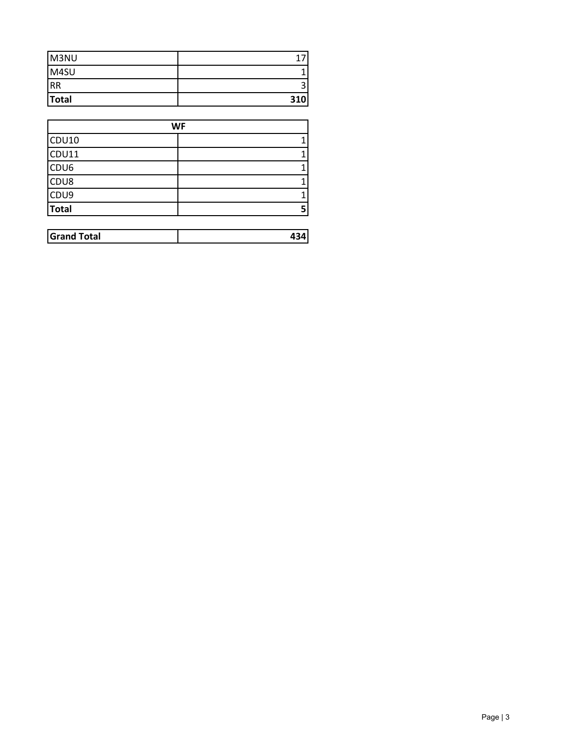| | |
|---|---|
| M3NU | 17 |
| M4SU | 1 |
| RR | 3 |
| **Total** | **310** |

| **WF** | |
|---|---|
| CDU10 | 1 |
| CDU11 | 1 |
| CDU6 | 1 |
| CDU8 | 1 |
| CDU9 | 1 |
| **Total** | **5** |

| | |
|---|---|
| **Grand Total** | **434** |